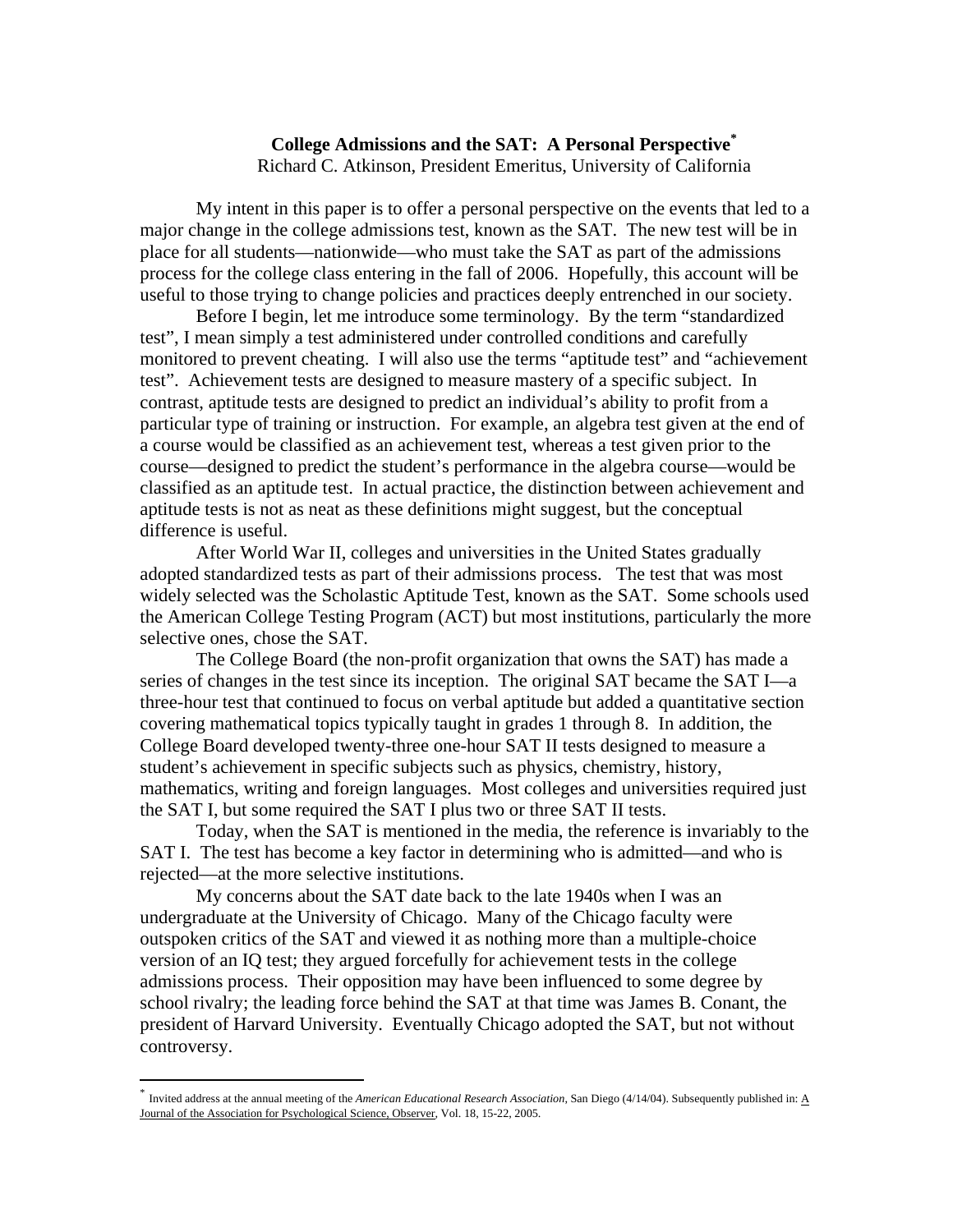# College Admissions and the SAT: A Personal Perspective[*]

Richard C. Atkinson, President Emeritus, University of California

My intent in this paper is to offer a personal perspective on the events that led to a major change in the college admissions test, known as the SAT. The new test will be in place for all students—nationwide—who must take the SAT as part of the admissions process for the college class entering in the fall of 2006. Hopefully, this account will be useful to those trying to change policies and practices deeply entrenched in our society.

Before I begin, let me introduce some terminology. By the term "standardized test", I mean simply a test administered under controlled conditions and carefully monitored to prevent cheating. I will also use the terms "aptitude test" and "achievement test". Achievement tests are designed to measure mastery of a specific subject. In contrast, aptitude tests are designed to predict an individual's ability to profit from a particular type of training or instruction. For example, an algebra test given at the end of a course would be classified as an achievement test, whereas a test given prior to the course—designed to predict the student's performance in the algebra course—would be classified as an aptitude test. In actual practice, the distinction between achievement and aptitude tests is not as neat as these definitions might suggest, but the conceptual difference is useful.

After World War II, colleges and universities in the United States gradually adopted standardized tests as part of their admissions process. The test that was most widely selected was the Scholastic Aptitude Test, known as the SAT. Some schools used the American College Testing Program (ACT) but most institutions, particularly the more selective ones, chose the SAT.

The College Board (the non-profit organization that owns the SAT) has made a series of changes in the test since its inception. The original SAT became the SAT I—a three-hour test that continued to focus on verbal aptitude but added a quantitative section covering mathematical topics typically taught in grades 1 through 8. In addition, the College Board developed twenty-three one-hour SAT II tests designed to measure a student's achievement in specific subjects such as physics, chemistry, history, mathematics, writing and foreign languages. Most colleges and universities required just the SAT I, but some required the SAT I plus two or three SAT II tests.

Today, when the SAT is mentioned in the media, the reference is invariably to the SAT I. The test has become a key factor in determining who is admitted—and who is rejected—at the more selective institutions.

My concerns about the SAT date back to the late 1940s when I was an undergraduate at the University of Chicago. Many of the Chicago faculty were outspoken critics of the SAT and viewed it as nothing more than a multiple-choice version of an IQ test; they argued forcefully for achievement tests in the college admissions process. Their opposition may have been influenced to some degree by school rivalry; the leading force behind the SAT at that time was James B. Conant, the president of Harvard University. Eventually Chicago adopted the SAT, but not without controversy.

---

[*] Invited address at the annual meeting of the *American Educational Research Association*, San Diego (4/14/04). Subsequently published in: A Journal of the Association for Psychological Science, Observer, Vol. 18, 15-22, 2005.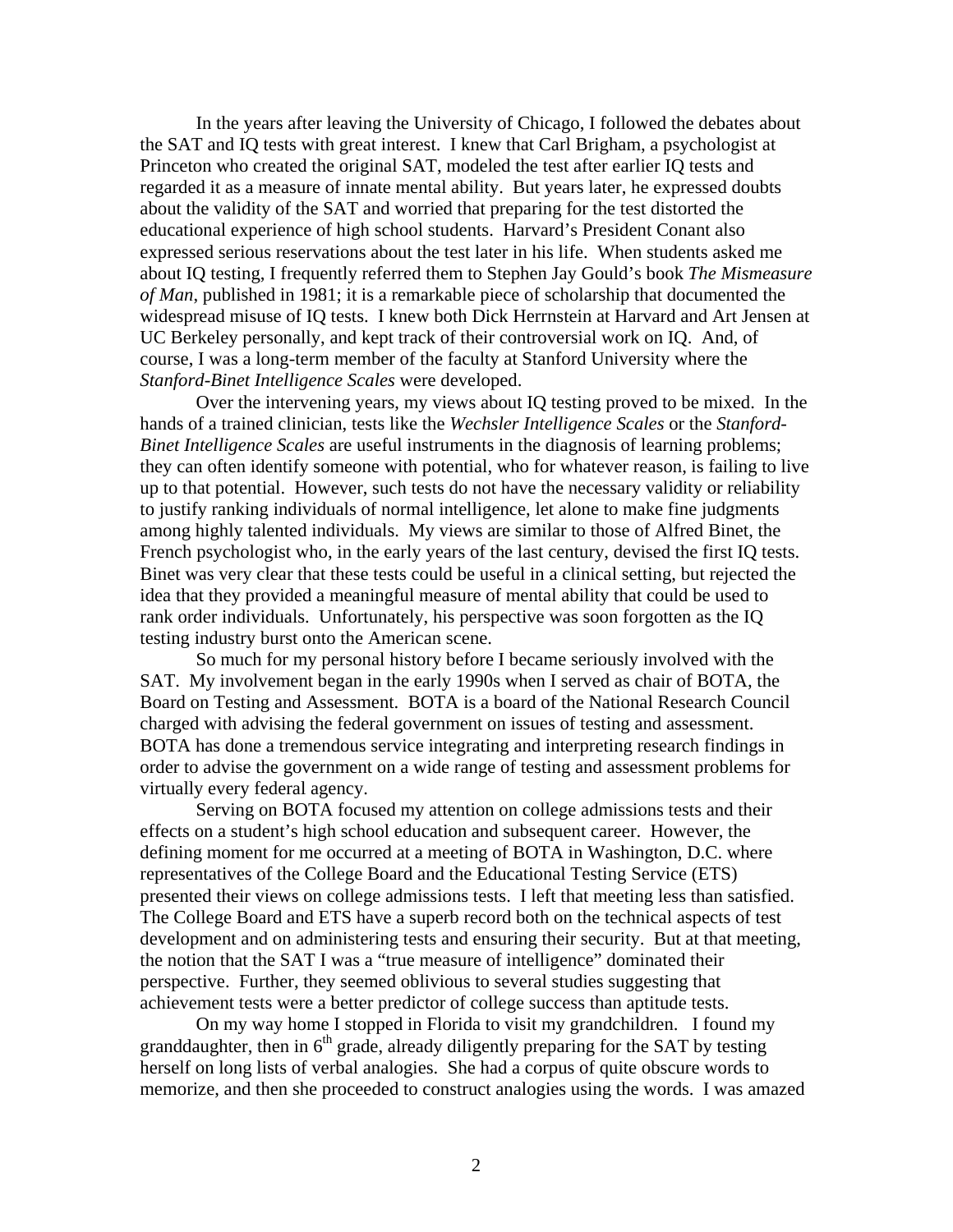In the years after leaving the University of Chicago, I followed the debates about the SAT and IQ tests with great interest. I knew that Carl Brigham, a psychologist at Princeton who created the original SAT, modeled the test after earlier IQ tests and regarded it as a measure of innate mental ability. But years later, he expressed doubts about the validity of the SAT and worried that preparing for the test distorted the educational experience of high school students. Harvard's President Conant also expressed serious reservations about the test later in his life. When students asked me about IQ testing, I frequently referred them to Stephen Jay Gould's book *The Mismeasure of Man*, published in 1981; it is a remarkable piece of scholarship that documented the widespread misuse of IQ tests. I knew both Dick Herrnstein at Harvard and Art Jensen at UC Berkeley personally, and kept track of their controversial work on IQ. And, of course, I was a long-term member of the faculty at Stanford University where the *Stanford-Binet Intelligence Scales* were developed.

Over the intervening years, my views about IQ testing proved to be mixed. In the hands of a trained clinician, tests like the *Wechsler Intelligence Scales* or the *Stanford-Binet Intelligence Scales* are useful instruments in the diagnosis of learning problems; they can often identify someone with potential, who for whatever reason, is failing to live up to that potential. However, such tests do not have the necessary validity or reliability to justify ranking individuals of normal intelligence, let alone to make fine judgments among highly talented individuals. My views are similar to those of Alfred Binet, the French psychologist who, in the early years of the last century, devised the first IQ tests. Binet was very clear that these tests could be useful in a clinical setting, but rejected the idea that they provided a meaningful measure of mental ability that could be used to rank order individuals. Unfortunately, his perspective was soon forgotten as the IQ testing industry burst onto the American scene.

So much for my personal history before I became seriously involved with the SAT. My involvement began in the early 1990s when I served as chair of BOTA, the Board on Testing and Assessment. BOTA is a board of the National Research Council charged with advising the federal government on issues of testing and assessment. BOTA has done a tremendous service integrating and interpreting research findings in order to advise the government on a wide range of testing and assessment problems for virtually every federal agency.

Serving on BOTA focused my attention on college admissions tests and their effects on a student's high school education and subsequent career. However, the defining moment for me occurred at a meeting of BOTA in Washington, D.C. where representatives of the College Board and the Educational Testing Service (ETS) presented their views on college admissions tests. I left that meeting less than satisfied. The College Board and ETS have a superb record both on the technical aspects of test development and on administering tests and ensuring their security. But at that meeting, the notion that the SAT I was a "true measure of intelligence" dominated their perspective. Further, they seemed oblivious to several studies suggesting that achievement tests were a better predictor of college success than aptitude tests.

On my way home I stopped in Florida to visit my grandchildren. I found my granddaughter, then in 6th grade, already diligently preparing for the SAT by testing herself on long lists of verbal analogies. She had a corpus of quite obscure words to memorize, and then she proceeded to construct analogies using the words. I was amazed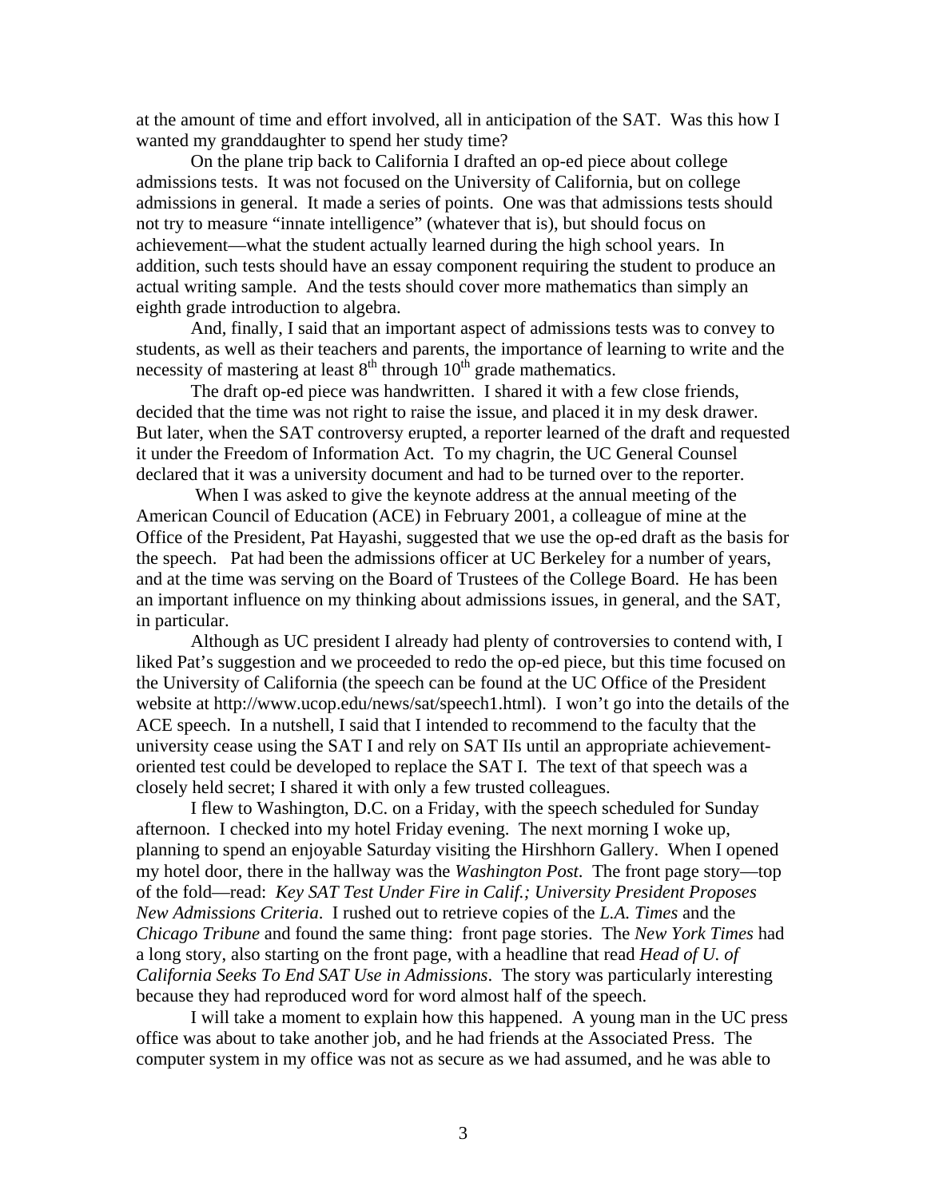at the amount of time and effort involved, all in anticipation of the SAT. Was this how I wanted my granddaughter to spend her study time?

On the plane trip back to California I drafted an op-ed piece about college admissions tests. It was not focused on the University of California, but on college admissions in general. It made a series of points. One was that admissions tests should not try to measure "innate intelligence" (whatever that is), but should focus on achievement—what the student actually learned during the high school years. In addition, such tests should have an essay component requiring the student to produce an actual writing sample. And the tests should cover more mathematics than simply an eighth grade introduction to algebra.

And, finally, I said that an important aspect of admissions tests was to convey to students, as well as their teachers and parents, the importance of learning to write and the necessity of mastering at least 8th through 10th grade mathematics.

The draft op-ed piece was handwritten. I shared it with a few close friends, decided that the time was not right to raise the issue, and placed it in my desk drawer. But later, when the SAT controversy erupted, a reporter learned of the draft and requested it under the Freedom of Information Act. To my chagrin, the UC General Counsel declared that it was a university document and had to be turned over to the reporter.

When I was asked to give the keynote address at the annual meeting of the American Council of Education (ACE) in February 2001, a colleague of mine at the Office of the President, Pat Hayashi, suggested that we use the op-ed draft as the basis for the speech. Pat had been the admissions officer at UC Berkeley for a number of years, and at the time was serving on the Board of Trustees of the College Board. He has been an important influence on my thinking about admissions issues, in general, and the SAT, in particular.

Although as UC president I already had plenty of controversies to contend with, I liked Pat's suggestion and we proceeded to redo the op-ed piece, but this time focused on the University of California (the speech can be found at the UC Office of the President website at http://www.ucop.edu/news/sat/speech1.html). I won't go into the details of the ACE speech. In a nutshell, I said that I intended to recommend to the faculty that the university cease using the SAT I and rely on SAT IIs until an appropriate achievement-oriented test could be developed to replace the SAT I. The text of that speech was a closely held secret; I shared it with only a few trusted colleagues.

I flew to Washington, D.C. on a Friday, with the speech scheduled for Sunday afternoon. I checked into my hotel Friday evening. The next morning I woke up, planning to spend an enjoyable Saturday visiting the Hirshhorn Gallery. When I opened my hotel door, there in the hallway was the *Washington Post*. The front page story—top of the fold—read: *Key SAT Test Under Fire in Calif.; University President Proposes New Admissions Criteria*. I rushed out to retrieve copies of the *L.A. Times* and the *Chicago Tribune* and found the same thing: front page stories. The *New York Times* had a long story, also starting on the front page, with a headline that read *Head of U. of California Seeks To End SAT Use in Admissions*. The story was particularly interesting because they had reproduced word for word almost half of the speech.

I will take a moment to explain how this happened. A young man in the UC press office was about to take another job, and he had friends at the Associated Press. The computer system in my office was not as secure as we had assumed, and he was able to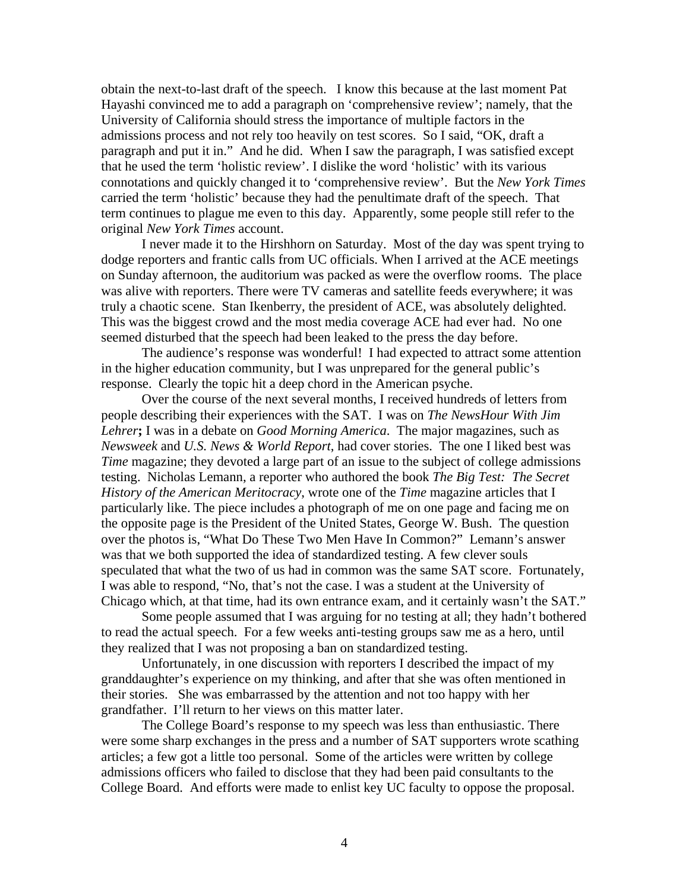obtain the next-to-last draft of the speech. I know this because at the last moment Pat Hayashi convinced me to add a paragraph on 'comprehensive review'; namely, that the University of California should stress the importance of multiple factors in the admissions process and not rely too heavily on test scores. So I said, "OK, draft a paragraph and put it in." And he did. When I saw the paragraph, I was satisfied except that he used the term 'holistic review'. I dislike the word 'holistic' with its various connotations and quickly changed it to 'comprehensive review'. But the *New York Times* carried the term 'holistic' because they had the penultimate draft of the speech. That term continues to plague me even to this day. Apparently, some people still refer to the original *New York Times* account.

I never made it to the Hirshhorn on Saturday. Most of the day was spent trying to dodge reporters and frantic calls from UC officials. When I arrived at the ACE meetings on Sunday afternoon, the auditorium was packed as were the overflow rooms. The place was alive with reporters. There were TV cameras and satellite feeds everywhere; it was truly a chaotic scene. Stan Ikenberry, the president of ACE, was absolutely delighted. This was the biggest crowd and the most media coverage ACE had ever had. No one seemed disturbed that the speech had been leaked to the press the day before.

The audience's response was wonderful! I had expected to attract some attention in the higher education community, but I was unprepared for the general public's response. Clearly the topic hit a deep chord in the American psyche.

Over the course of the next several months, I received hundreds of letters from people describing their experiences with the SAT. I was on *The NewsHour With Jim Lehrer*; I was in a debate on *Good Morning America*. The major magazines, such as *Newsweek* and *U.S. News & World Report*, had cover stories. The one I liked best was *Time* magazine; they devoted a large part of an issue to the subject of college admissions testing. Nicholas Lemann, a reporter who authored the book *The Big Test: The Secret History of the American Meritocracy*, wrote one of the *Time* magazine articles that I particularly like. The piece includes a photograph of me on one page and facing me on the opposite page is the President of the United States, George W. Bush. The question over the photos is, "What Do These Two Men Have In Common?" Lemann's answer was that we both supported the idea of standardized testing. A few clever souls speculated that what the two of us had in common was the same SAT score. Fortunately, I was able to respond, "No, that's not the case. I was a student at the University of Chicago which, at that time, had its own entrance exam, and it certainly wasn't the SAT."

Some people assumed that I was arguing for no testing at all; they hadn't bothered to read the actual speech. For a few weeks anti-testing groups saw me as a hero, until they realized that I was not proposing a ban on standardized testing.

Unfortunately, in one discussion with reporters I described the impact of my granddaughter's experience on my thinking, and after that she was often mentioned in their stories. She was embarrassed by the attention and not too happy with her grandfather. I'll return to her views on this matter later.

The College Board's response to my speech was less than enthusiastic. There were some sharp exchanges in the press and a number of SAT supporters wrote scathing articles; a few got a little too personal. Some of the articles were written by college admissions officers who failed to disclose that they had been paid consultants to the College Board. And efforts were made to enlist key UC faculty to oppose the proposal.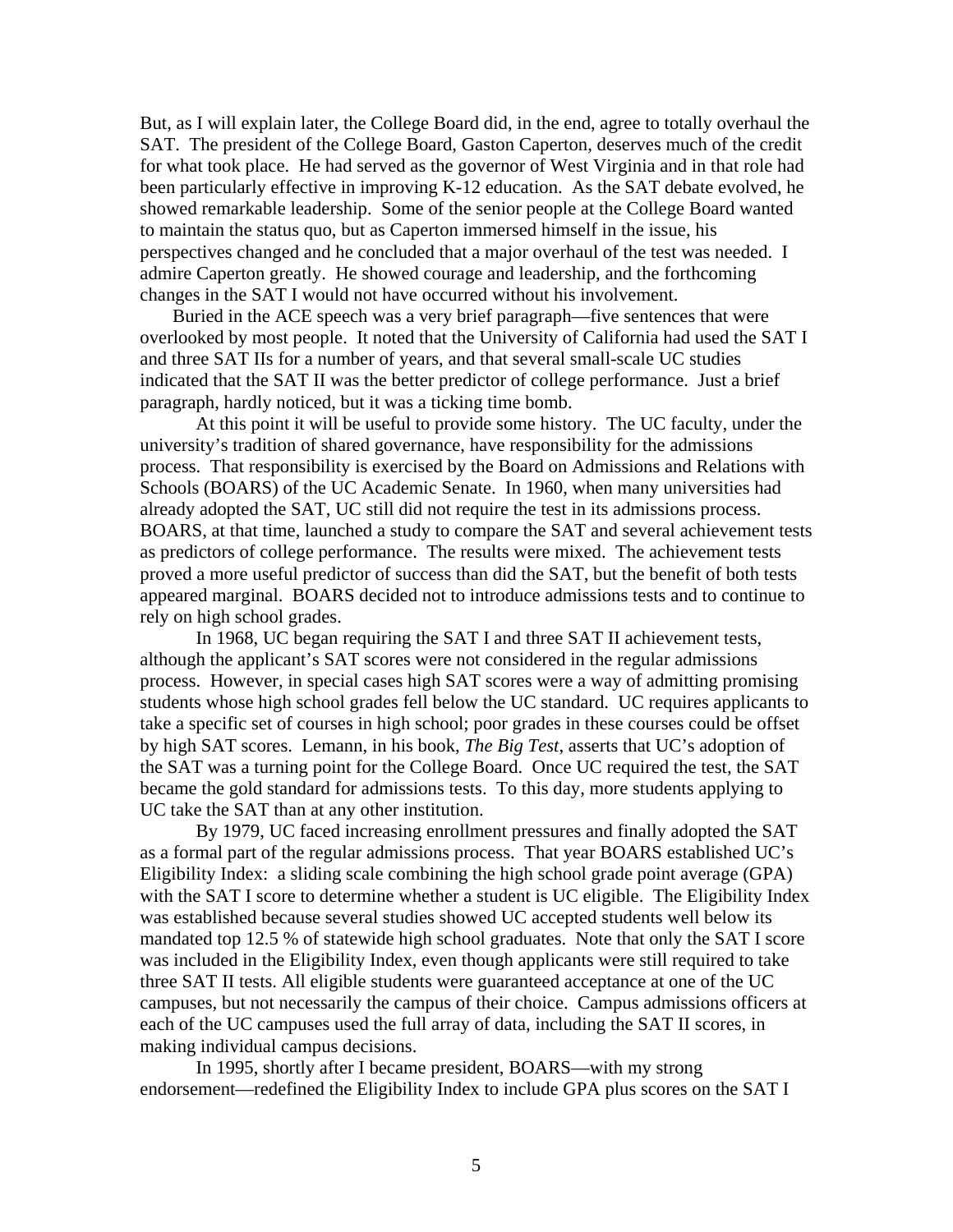But, as I will explain later, the College Board did, in the end, agree to totally overhaul the SAT. The president of the College Board, Gaston Caperton, deserves much of the credit for what took place. He had served as the governor of West Virginia and in that role had been particularly effective in improving K-12 education. As the SAT debate evolved, he showed remarkable leadership. Some of the senior people at the College Board wanted to maintain the status quo, but as Caperton immersed himself in the issue, his perspectives changed and he concluded that a major overhaul of the test was needed. I admire Caperton greatly. He showed courage and leadership, and the forthcoming changes in the SAT I would not have occurred without his involvement.

Buried in the ACE speech was a very brief paragraph—five sentences that were overlooked by most people. It noted that the University of California had used the SAT I and three SAT IIs for a number of years, and that several small-scale UC studies indicated that the SAT II was the better predictor of college performance. Just a brief paragraph, hardly noticed, but it was a ticking time bomb.

At this point it will be useful to provide some history. The UC faculty, under the university's tradition of shared governance, have responsibility for the admissions process. That responsibility is exercised by the Board on Admissions and Relations with Schools (BOARS) of the UC Academic Senate. In 1960, when many universities had already adopted the SAT, UC still did not require the test in its admissions process. BOARS, at that time, launched a study to compare the SAT and several achievement tests as predictors of college performance. The results were mixed. The achievement tests proved a more useful predictor of success than did the SAT, but the benefit of both tests appeared marginal. BOARS decided not to introduce admissions tests and to continue to rely on high school grades.

In 1968, UC began requiring the SAT I and three SAT II achievement tests, although the applicant's SAT scores were not considered in the regular admissions process. However, in special cases high SAT scores were a way of admitting promising students whose high school grades fell below the UC standard. UC requires applicants to take a specific set of courses in high school; poor grades in these courses could be offset by high SAT scores. Lemann, in his book, *The Big Test*, asserts that UC's adoption of the SAT was a turning point for the College Board. Once UC required the test, the SAT became the gold standard for admissions tests. To this day, more students applying to UC take the SAT than at any other institution.

By 1979, UC faced increasing enrollment pressures and finally adopted the SAT as a formal part of the regular admissions process. That year BOARS established UC's Eligibility Index: a sliding scale combining the high school grade point average (GPA) with the SAT I score to determine whether a student is UC eligible. The Eligibility Index was established because several studies showed UC accepted students well below its mandated top 12.5 % of statewide high school graduates. Note that only the SAT I score was included in the Eligibility Index, even though applicants were still required to take three SAT II tests. All eligible students were guaranteed acceptance at one of the UC campuses, but not necessarily the campus of their choice. Campus admissions officers at each of the UC campuses used the full array of data, including the SAT II scores, in making individual campus decisions.

In 1995, shortly after I became president, BOARS—with my strong endorsement—redefined the Eligibility Index to include GPA plus scores on the SAT I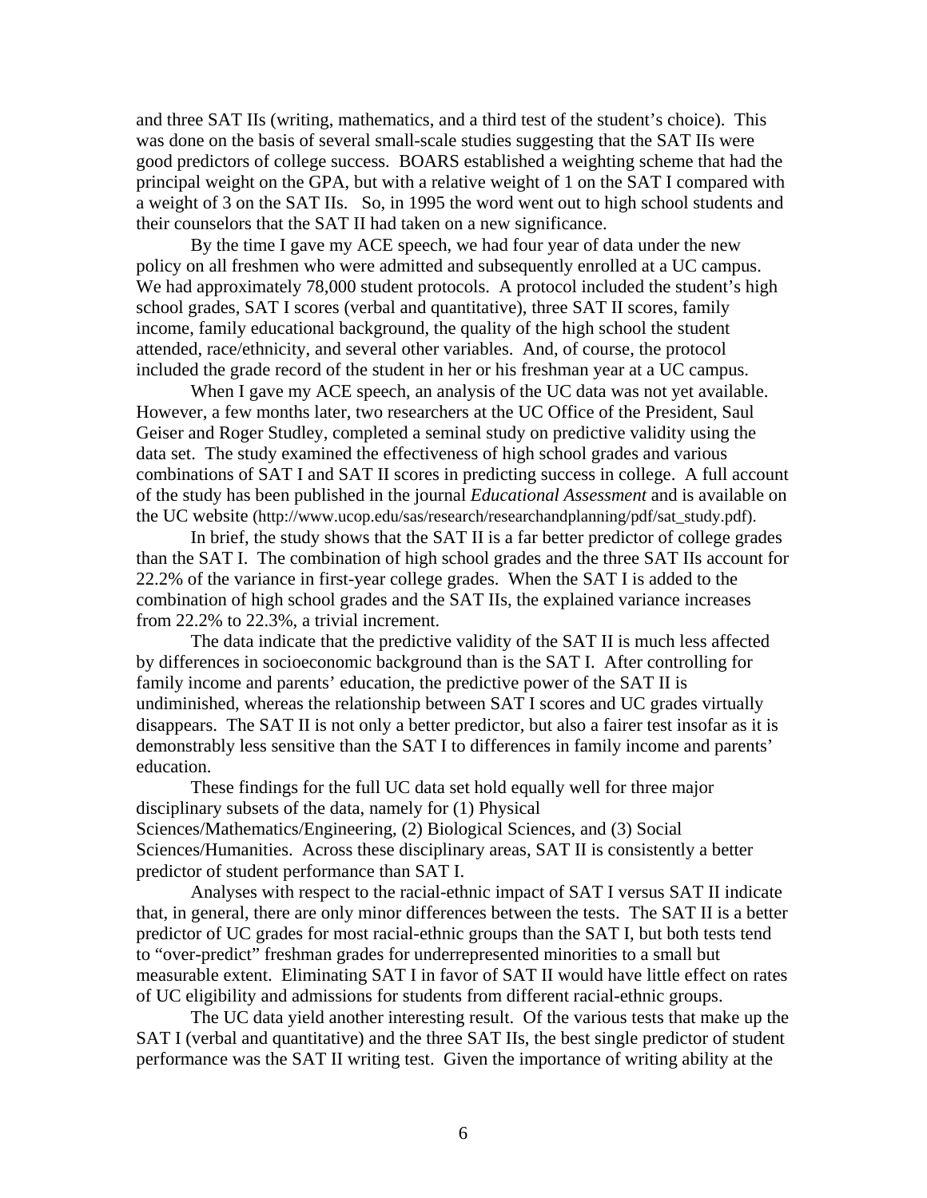and three SAT IIs (writing, mathematics, and a third test of the student's choice). This was done on the basis of several small-scale studies suggesting that the SAT IIs were good predictors of college success. BOARS established a weighting scheme that had the principal weight on the GPA, but with a relative weight of 1 on the SAT I compared with a weight of 3 on the SAT IIs. So, in 1995 the word went out to high school students and their counselors that the SAT II had taken on a new significance.

By the time I gave my ACE speech, we had four year of data under the new policy on all freshmen who were admitted and subsequently enrolled at a UC campus. We had approximately 78,000 student protocols. A protocol included the student's high school grades, SAT I scores (verbal and quantitative), three SAT II scores, family income, family educational background, the quality of the high school the student attended, race/ethnicity, and several other variables. And, of course, the protocol included the grade record of the student in her or his freshman year at a UC campus.

When I gave my ACE speech, an analysis of the UC data was not yet available. However, a few months later, two researchers at the UC Office of the President, Saul Geiser and Roger Studley, completed a seminal study on predictive validity using the data set. The study examined the effectiveness of high school grades and various combinations of SAT I and SAT II scores in predicting success in college. A full account of the study has been published in the journal *Educational Assessment* and is available on the UC website (http://www.ucop.edu/sas/research/researchandplanning/pdf/sat_study.pdf).

In brief, the study shows that the SAT II is a far better predictor of college grades than the SAT I. The combination of high school grades and the three SAT IIs account for 22.2% of the variance in first-year college grades. When the SAT I is added to the combination of high school grades and the SAT IIs, the explained variance increases from 22.2% to 22.3%, a trivial increment.

The data indicate that the predictive validity of the SAT II is much less affected by differences in socioeconomic background than is the SAT I. After controlling for family income and parents' education, the predictive power of the SAT II is undiminished, whereas the relationship between SAT I scores and UC grades virtually disappears. The SAT II is not only a better predictor, but also a fairer test insofar as it is demonstrably less sensitive than the SAT I to differences in family income and parents' education.

These findings for the full UC data set hold equally well for three major disciplinary subsets of the data, namely for (1) Physical Sciences/Mathematics/Engineering, (2) Biological Sciences, and (3) Social Sciences/Humanities. Across these disciplinary areas, SAT II is consistently a better predictor of student performance than SAT I.

Analyses with respect to the racial-ethnic impact of SAT I versus SAT II indicate that, in general, there are only minor differences between the tests. The SAT II is a better predictor of UC grades for most racial-ethnic groups than the SAT I, but both tests tend to "over-predict" freshman grades for underrepresented minorities to a small but measurable extent. Eliminating SAT I in favor of SAT II would have little effect on rates of UC eligibility and admissions for students from different racial-ethnic groups.

The UC data yield another interesting result. Of the various tests that make up the SAT I (verbal and quantitative) and the three SAT IIs, the best single predictor of student performance was the SAT II writing test. Given the importance of writing ability at the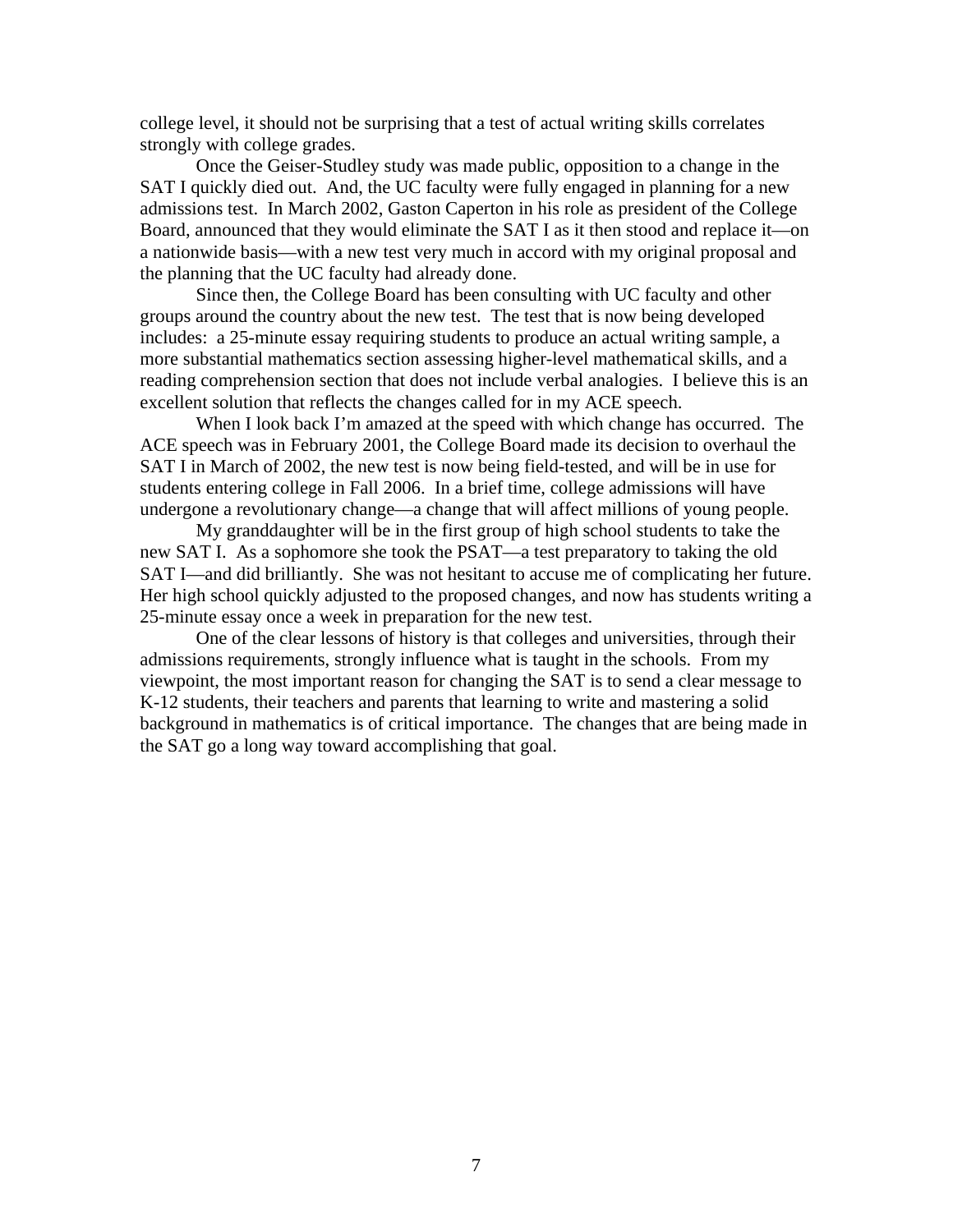college level, it should not be surprising that a test of actual writing skills correlates strongly with college grades.

Once the Geiser-Studley study was made public, opposition to a change in the SAT I quickly died out. And, the UC faculty were fully engaged in planning for a new admissions test. In March 2002, Gaston Caperton in his role as president of the College Board, announced that they would eliminate the SAT I as it then stood and replace it—on a nationwide basis—with a new test very much in accord with my original proposal and the planning that the UC faculty had already done.

Since then, the College Board has been consulting with UC faculty and other groups around the country about the new test. The test that is now being developed includes: a 25-minute essay requiring students to produce an actual writing sample, a more substantial mathematics section assessing higher-level mathematical skills, and a reading comprehension section that does not include verbal analogies. I believe this is an excellent solution that reflects the changes called for in my ACE speech.

When I look back I'm amazed at the speed with which change has occurred. The ACE speech was in February 2001, the College Board made its decision to overhaul the SAT I in March of 2002, the new test is now being field-tested, and will be in use for students entering college in Fall 2006. In a brief time, college admissions will have undergone a revolutionary change—a change that will affect millions of young people.

My granddaughter will be in the first group of high school students to take the new SAT I. As a sophomore she took the PSAT—a test preparatory to taking the old SAT I—and did brilliantly. She was not hesitant to accuse me of complicating her future. Her high school quickly adjusted to the proposed changes, and now has students writing a 25-minute essay once a week in preparation for the new test.

One of the clear lessons of history is that colleges and universities, through their admissions requirements, strongly influence what is taught in the schools. From my viewpoint, the most important reason for changing the SAT is to send a clear message to K-12 students, their teachers and parents that learning to write and mastering a solid background in mathematics is of critical importance. The changes that are being made in the SAT go a long way toward accomplishing that goal.